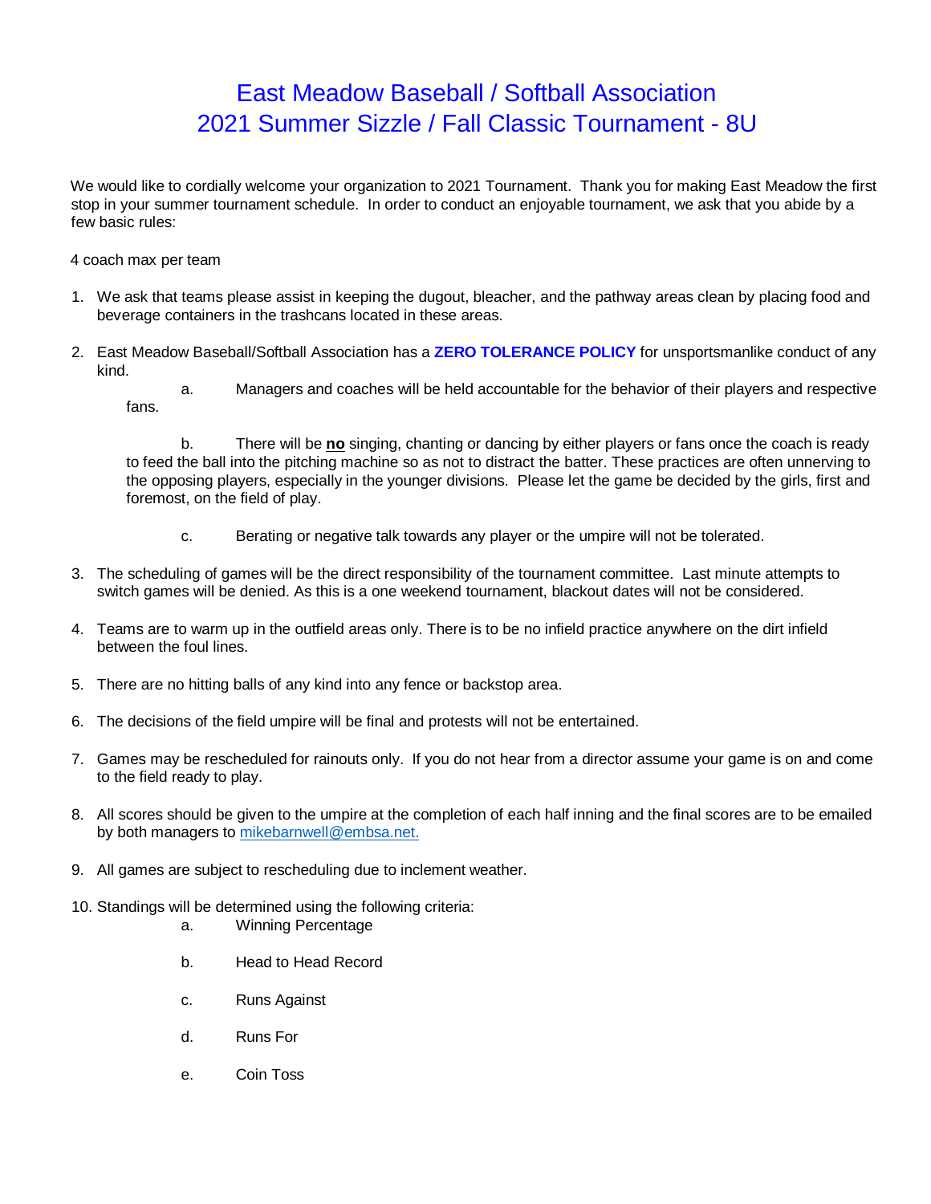# East Meadow Baseball / Softball Association
# 2021 Summer Sizzle / Fall Classic Tournament - 8U

We would like to cordially welcome your organization to 2021 Tournament. Thank you for making East Meadow the first stop in your summer tournament schedule. In order to conduct an enjoyable tournament, we ask that you abide by a few basic rules:

4 coach max per team

1. We ask that teams please assist in keeping the dugout, bleacher, and the pathway areas clean by placing food and beverage containers in the trashcans located in these areas.

2. East Meadow Baseball/Softball Association has a **ZERO TOLERANCE POLICY** for unsportsmanlike conduct of any kind.
   a. Managers and coaches will be held accountable for the behavior of their players and respective fans.

   b. There will be **no** singing, chanting or dancing by either players or fans once the coach is ready to feed the ball into the pitching machine so as not to distract the batter. These practices are often unnerving to the opposing players, especially in the younger divisions. Please let the game be decided by the girls, first and foremost, on the field of play.

   c. Berating or negative talk towards any player or the umpire will not be tolerated.

3. The scheduling of games will be the direct responsibility of the tournament committee. Last minute attempts to switch games will be denied. As this is a one weekend tournament, blackout dates will not be considered.

4. Teams are to warm up in the outfield areas only. There is to be no infield practice anywhere on the dirt infield between the foul lines.

5. There are no hitting balls of any kind into any fence or backstop area.

6. The decisions of the field umpire will be final and protests will not be entertained.

7. Games may be rescheduled for rainouts only. If you do not hear from a director assume your game is on and come to the field ready to play.

8. All scores should be given to the umpire at the completion of each half inning and the final scores are to be emailed by both managers to mikebarnwell@embsa.net.

9. All games are subject to rescheduling due to inclement weather.

10. Standings will be determined using the following criteria:
    a. Winning Percentage

    b. Head to Head Record

    c. Runs Against

    d. Runs For

    e. Coin Toss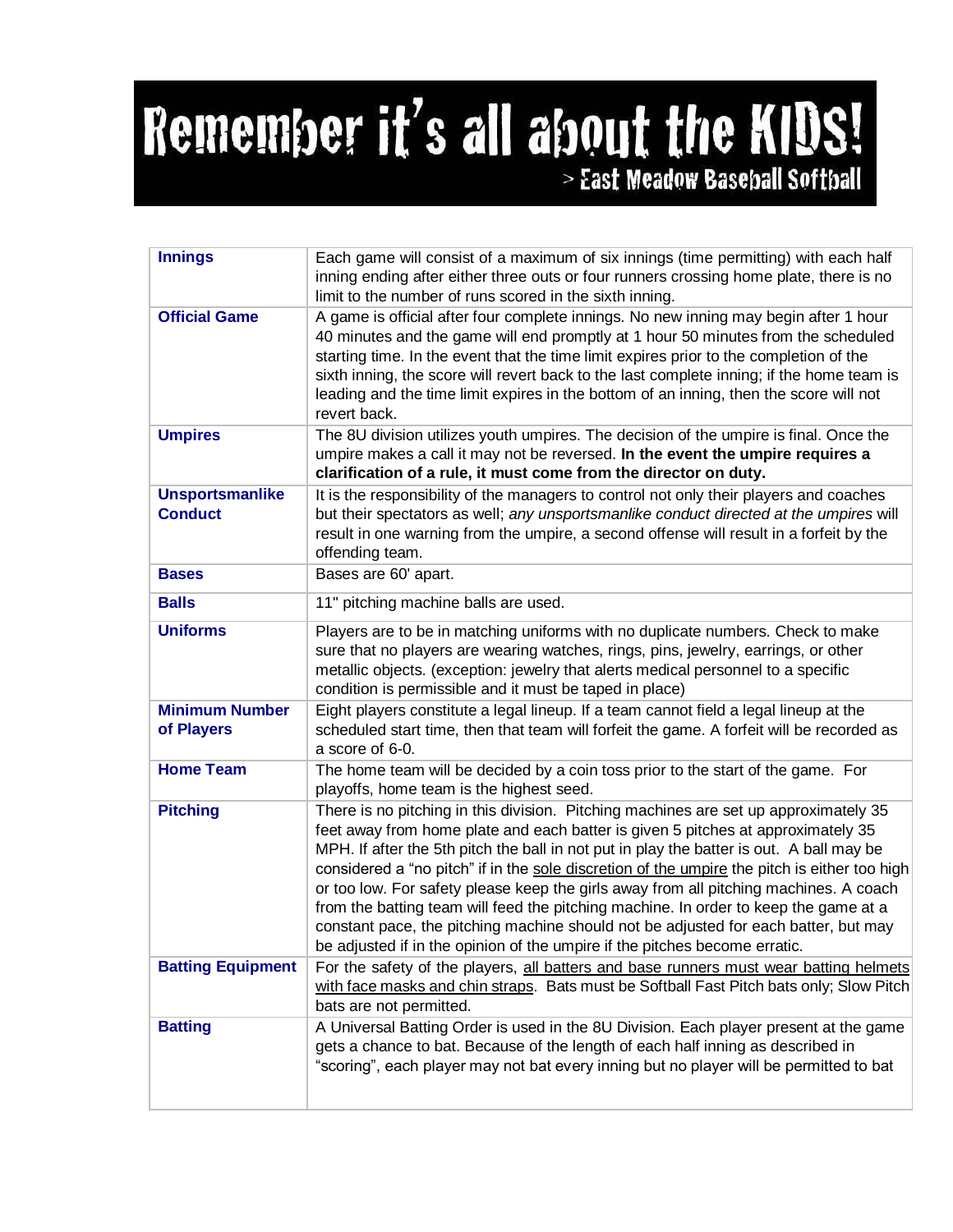# Remember it's all about the KIDS!

> East Meadow Baseball Softball

| | |
|---|---|
| **Innings** | Each game will consist of a maximum of six innings (time permitting) with each half inning ending after either three outs or four runners crossing home plate, there is no limit to the number of runs scored in the sixth inning. |
| **Official Game** | A game is official after four complete innings. No new inning may begin after 1 hour 40 minutes and the game will end promptly at 1 hour 50 minutes from the scheduled starting time. In the event that the time limit expires prior to the completion of the sixth inning, the score will revert back to the last complete inning; if the home team is leading and the time limit expires in the bottom of an inning, then the score will not revert back. |
| **Umpires** | The 8U division utilizes youth umpires. The decision of the umpire is final. Once the umpire makes a call it may not be reversed. **In the event the umpire requires a clarification of a rule, it must come from the director on duty.** |
| **Unsportsmanlike Conduct** | It is the responsibility of the managers to control not only their players and coaches but their spectators as well; *any unsportsmanlike conduct directed at the umpires* will result in one warning from the umpire, a second offense will result in a forfeit by the offending team. |
| **Bases** | Bases are 60' apart. |
| **Balls** | 11" pitching machine balls are used. |
| **Uniforms** | Players are to be in matching uniforms with no duplicate numbers. Check to make sure that no players are wearing watches, rings, pins, jewelry, earrings, or other metallic objects. (exception: jewelry that alerts medical personnel to a specific condition is permissible and it must be taped in place) |
| **Minimum Number of Players** | Eight players constitute a legal lineup. If a team cannot field a legal lineup at the scheduled start time, then that team will forfeit the game. A forfeit will be recorded as a score of 6-0. |
| **Home Team** | The home team will be decided by a coin toss prior to the start of the game. For playoffs, home team is the highest seed. |
| **Pitching** | There is no pitching in this division. Pitching machines are set up approximately 35 feet away from home plate and each batter is given 5 pitches at approximately 35 MPH. If after the 5th pitch the ball in not put in play the batter is out. A ball may be considered a "no pitch" if in the sole discretion of the umpire the pitch is either too high or too low. For safety please keep the girls away from all pitching machines. A coach from the batting team will feed the pitching machine. In order to keep the game at a constant pace, the pitching machine should not be adjusted for each batter, but may be adjusted if in the opinion of the umpire if the pitches become erratic. |
| **Batting Equipment** | For the safety of the players, all batters and base runners must wear batting helmets with face masks and chin straps. Bats must be Softball Fast Pitch bats only; Slow Pitch bats are not permitted. |
| **Batting** | A Universal Batting Order is used in the 8U Division. Each player present at the game gets a chance to bat. Because of the length of each half inning as described in "scoring", each player may not bat every inning but no player will be permitted to bat |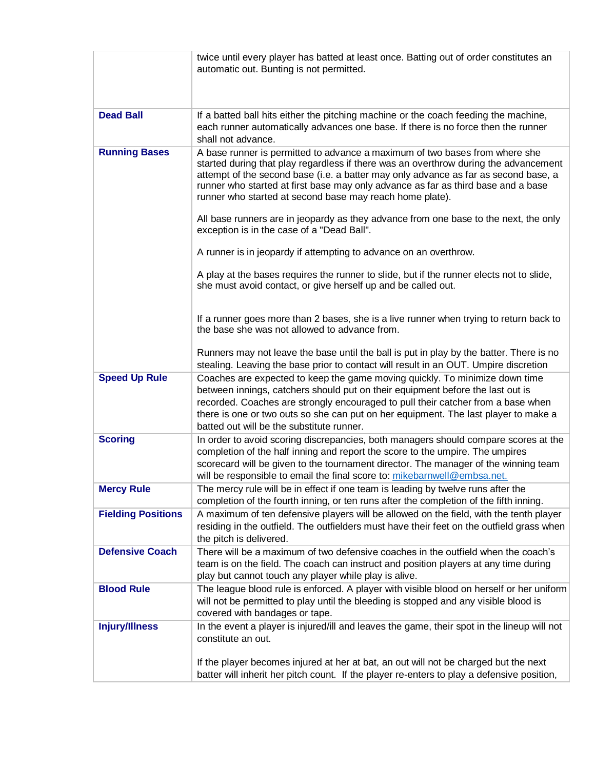| | |
|---|---|
| | twice until every player has batted at least once. Batting out of order constitutes an automatic out. Bunting is not permitted. |
| **Dead Ball** | If a batted ball hits either the pitching machine or the coach feeding the machine, each runner automatically advances one base. If there is no force then the runner shall not advance. |
| **Running Bases** | A base runner is permitted to advance a maximum of two bases from where she started during that play regardless if there was an overthrow during the advancement attempt of the second base (i.e. a batter may only advance as far as second base, a runner who started at first base may only advance as far as third base and a base runner who started at second base may reach home plate).<br><br>All base runners are in jeopardy as they advance from one base to the next, the only exception is in the case of a "Dead Ball".<br><br>A runner is in jeopardy if attempting to advance on an overthrow.<br><br>A play at the bases requires the runner to slide, but if the runner elects not to slide, she must avoid contact, or give herself up and be called out.<br><br>If a runner goes more than 2 bases, she is a live runner when trying to return back to the base she was not allowed to advance from.<br><br>Runners may not leave the base until the ball is put in play by the batter. There is no stealing. Leaving the base prior to contact will result in an OUT. Umpire discretion |
| **Speed Up Rule** | Coaches are expected to keep the game moving quickly. To minimize down time between innings, catchers should put on their equipment before the last out is recorded. Coaches are strongly encouraged to pull their catcher from a base when there is one or two outs so she can put on her equipment. The last player to make a batted out will be the substitute runner. |
| **Scoring** | In order to avoid scoring discrepancies, both managers should compare scores at the completion of the half inning and report the score to the umpire. The umpires scorecard will be given to the tournament director. The manager of the winning team will be responsible to email the final score to: mikebarnwell@embsa.net. |
| **Mercy Rule** | The mercy rule will be in effect if one team is leading by twelve runs after the completion of the fourth inning, or ten runs after the completion of the fifth inning. |
| **Fielding Positions** | A maximum of ten defensive players will be allowed on the field, with the tenth player residing in the outfield. The outfielders must have their feet on the outfield grass when the pitch is delivered. |
| **Defensive Coach** | There will be a maximum of two defensive coaches in the outfield when the coach's team is on the field. The coach can instruct and position players at any time during play but cannot touch any player while play is alive. |
| **Blood Rule** | The league blood rule is enforced. A player with visible blood on herself or her uniform will not be permitted to play until the bleeding is stopped and any visible blood is covered with bandages or tape. |
| **Injury/Illness** | In the event a player is injured/ill and leaves the game, their spot in the lineup will not constitute an out.<br><br>If the player becomes injured at her at bat, an out will not be charged but the next batter will inherit her pitch count. If the player re-enters to play a defensive position, |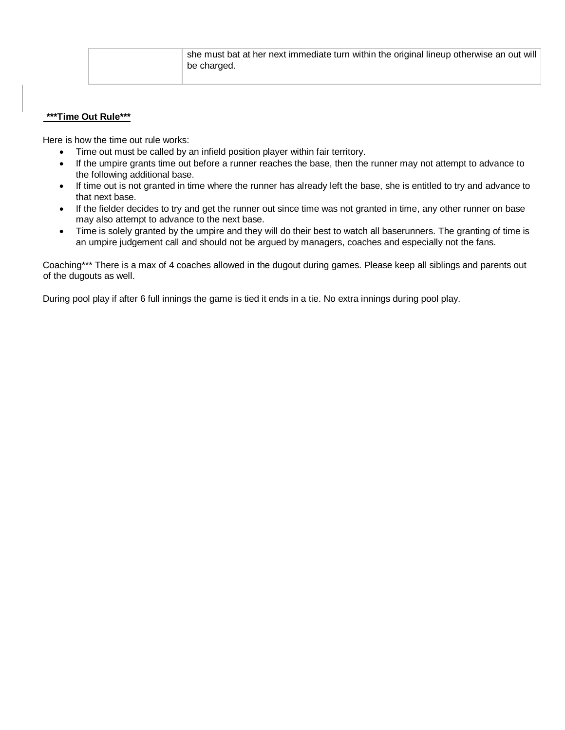| | |
|---|---|
| | she must bat at her next immediate turn within the original lineup otherwise an out will be charged. |

**\*\*\*Time Out Rule\*\*\***

Here is how the time out rule works:

- Time out must be called by an infield position player within fair territory.
- If the umpire grants time out before a runner reaches the base, then the runner may not attempt to advance to the following additional base.
- If time out is not granted in time where the runner has already left the base, she is entitled to try and advance to that next base.
- If the fielder decides to try and get the runner out since time was not granted in time, any other runner on base may also attempt to advance to the next base.
- Time is solely granted by the umpire and they will do their best to watch all baserunners. The granting of time is an umpire judgement call and should not be argued by managers, coaches and especially not the fans.

Coaching*** There is a max of 4 coaches allowed in the dugout during games. Please keep all siblings and parents out of the dugouts as well.

During pool play if after 6 full innings the game is tied it ends in a tie. No extra innings during pool play.